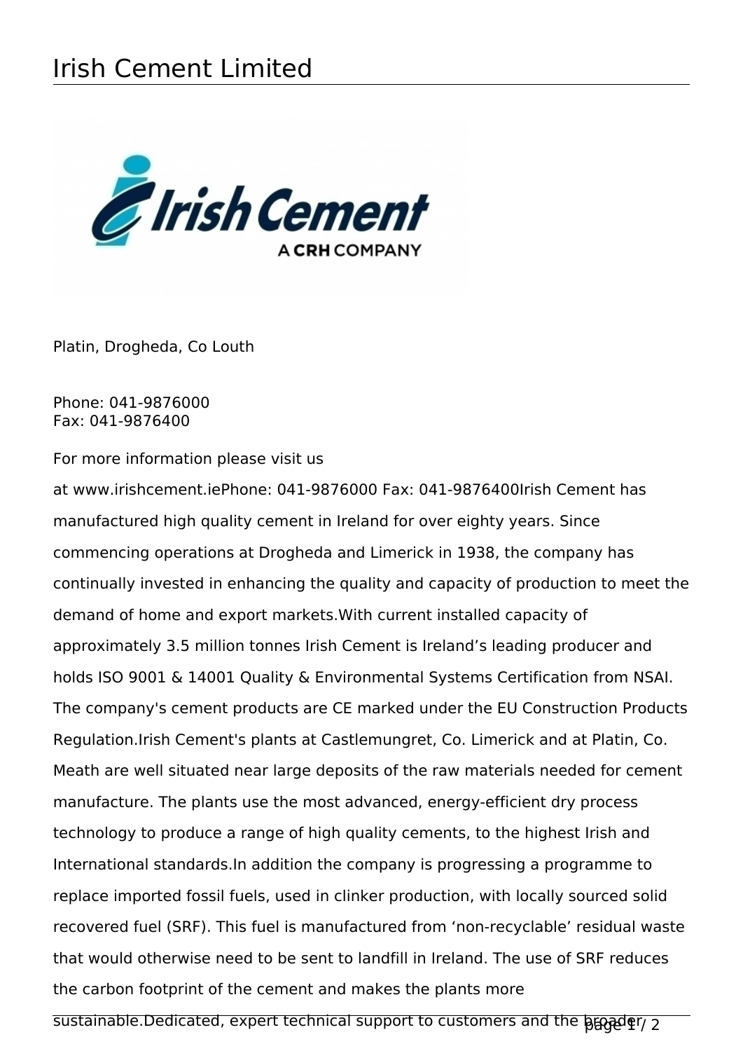# Irish Cement Limited

Platin, Drogheda, Co Louth

Phone: 041-9876000
Fax: 041-9876400

For more information please visit us

at www.irishcement.iePhone: 041-9876000 Fax: 041-9876400Irish Cement has manufactured high quality cement in Ireland for over eighty years. Since commencing operations at Drogheda and Limerick in 1938, the company has continually invested in enhancing the quality and capacity of production to meet the demand of home and export markets.With current installed capacity of approximately 3.5 million tonnes Irish Cement is Ireland's leading producer and holds ISO 9001 & 14001 Quality & Environmental Systems Certification from NSAI. The company's cement products are CE marked under the EU Construction Products Regulation.Irish Cement's plants at Castlemungret, Co. Limerick and at Platin, Co. Meath are well situated near large deposits of the raw materials needed for cement manufacture. The plants use the most advanced, energy-efficient dry process technology to produce a range of high quality cements, to the highest Irish and International standards.In addition the company is progressing a programme to replace imported fossil fuels, used in clinker production, with locally sourced solid recovered fuel (SRF). This fuel is manufactured from 'non-recyclable' residual waste that would otherwise need to be sent to landfill in Ireland. The use of SRF reduces the carbon footprint of the cement and makes the plants more sustainable.Dedicated, expert technical support to customers and the broader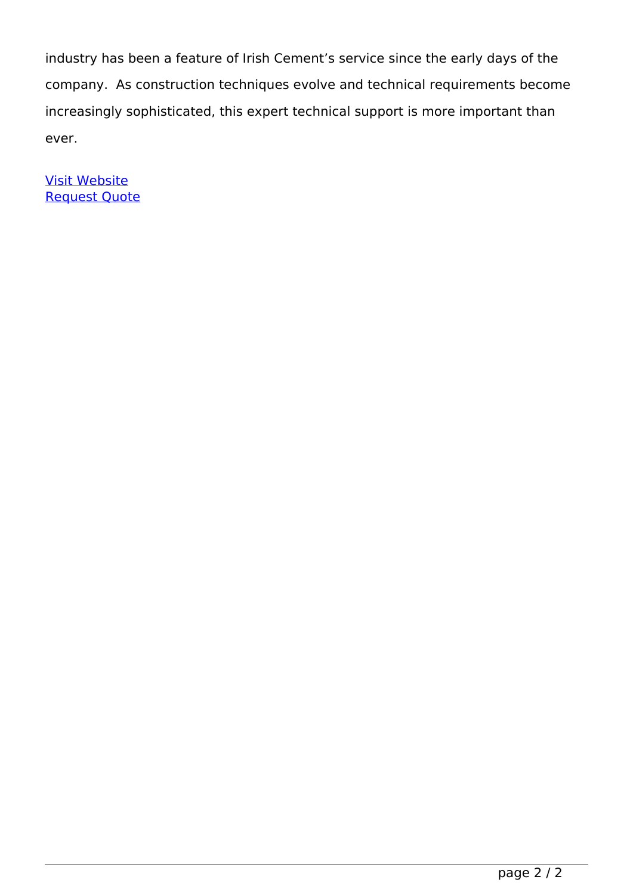industry has been a feature of Irish Cement's service since the early days of the company.  As construction techniques evolve and technical requirements become increasingly sophisticated, this expert technical support is more important than ever.

Visit Website
Request Quote